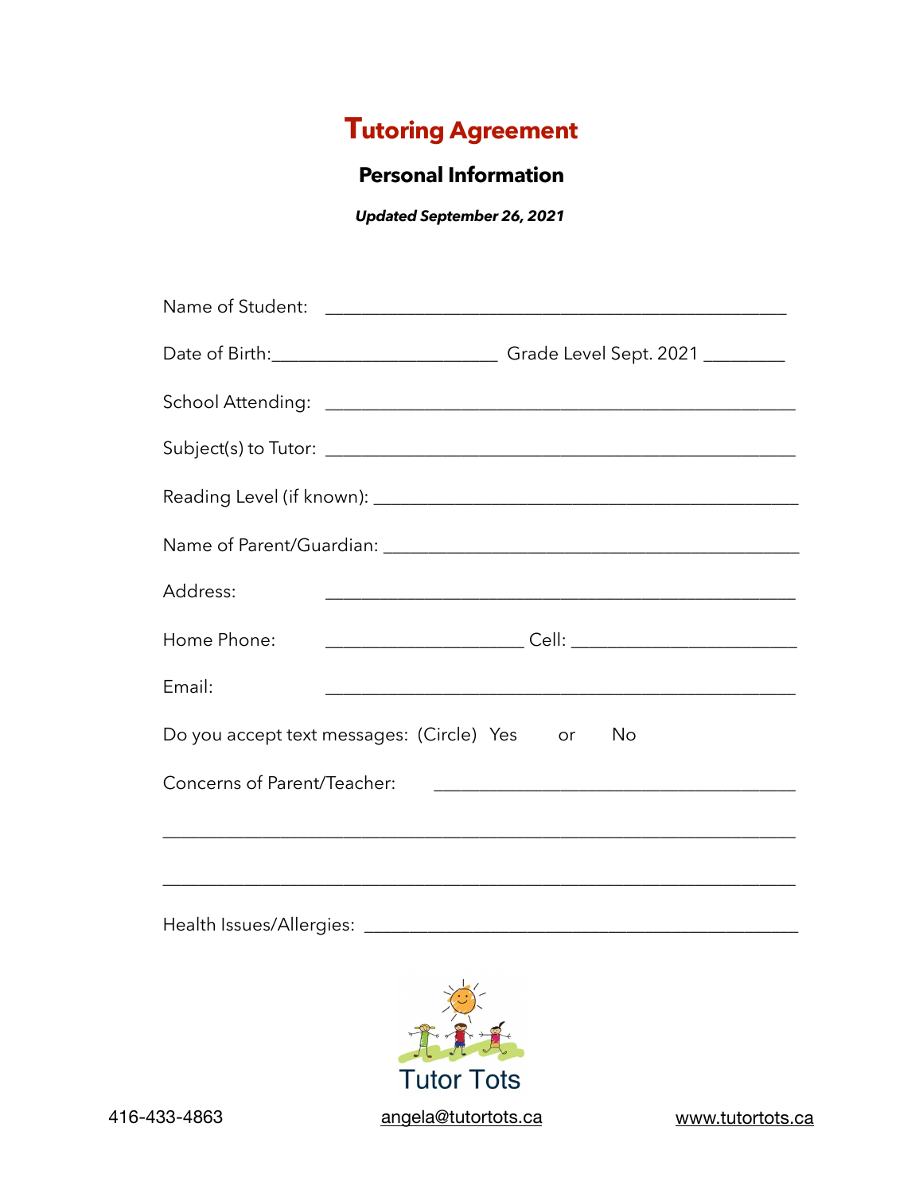# Tutoring Agreement

## Personal Information

***Updated September 26, 2021***

Name of Student: ______________________________________________

Date of Birth: ______________________ Grade Level Sept. 2021 ________

School Attending: ______________________________________________

Subject(s) to Tutor: ______________________________________________

Reading Level (if known): ___________________________________________

Name of Parent/Guardian: ___________________________________________

Address: ______________________________________________

Home Phone: ____________________ Cell: ______________________

Email: ______________________________________________

Do you accept text messages: (Circle) Yes or No

Concerns of Parent/Teacher: ____________________________________

______________________________________________________________

______________________________________________________________

Health Issues/Allergies: ___________________________________________

Tutor Tots

416-433-4863 angela@tutortots.ca www.tutortots.ca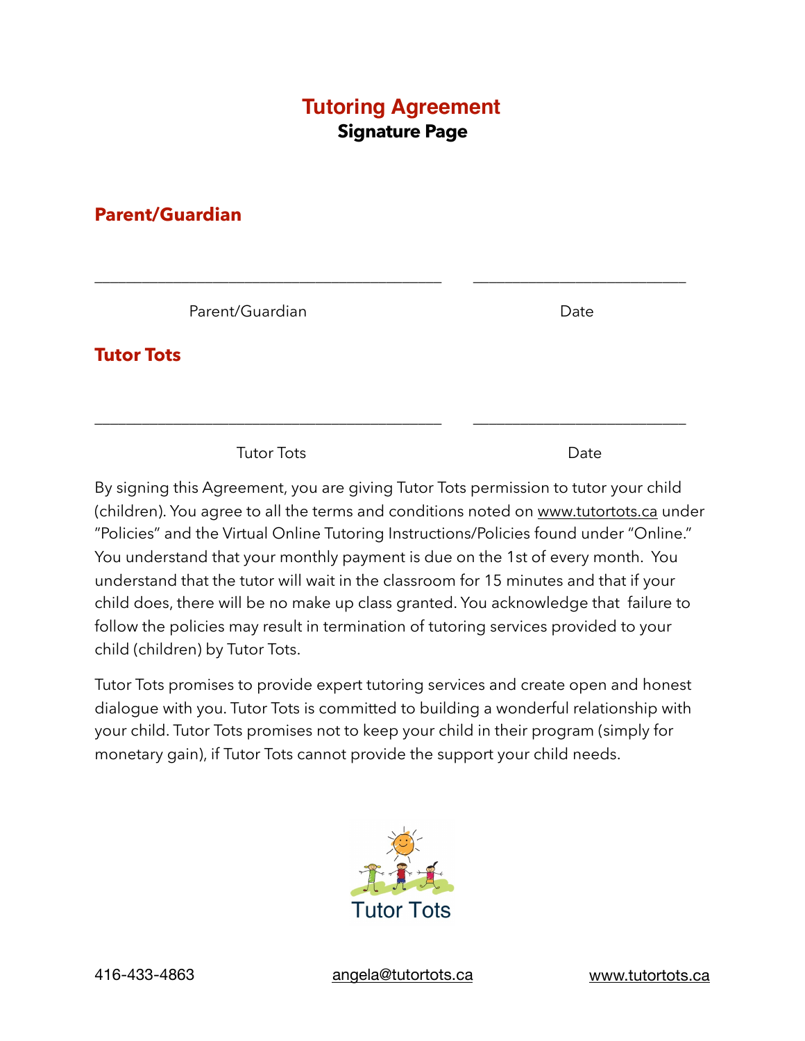# Tutoring Agreement

## Signature Page

### Parent/Guardian

\_\_\_\_\_\_\_\_\_\_\_\_\_\_\_\_\_\_\_\_\_\_\_\_\_\_\_\_\_\_\_\_\_\_\_\_\_\_\_\_\_\_\_\_ \_\_\_\_\_\_\_\_\_\_\_\_\_\_\_\_\_\_\_\_\_\_\_\_\_\_\_

Parent/Guardian Date

### Tutor Tots

\_\_\_\_\_\_\_\_\_\_\_\_\_\_\_\_\_\_\_\_\_\_\_\_\_\_\_\_\_\_\_\_\_\_\_\_\_\_\_\_\_\_\_\_ \_\_\_\_\_\_\_\_\_\_\_\_\_\_\_\_\_\_\_\_\_\_\_\_\_\_\_

Tutor Tots Date

By signing this Agreement, you are giving Tutor Tots permission to tutor your child (children). You agree to all the terms and conditions noted on www.tutortots.ca under "Policies" and the Virtual Online Tutoring Instructions/Policies found under "Online." You understand that your monthly payment is due on the 1st of every month. You understand that the tutor will wait in the classroom for 15 minutes and that if your child does, there will be no make up class granted. You acknowledge that failure to follow the policies may result in termination of tutoring services provided to your child (children) by Tutor Tots.

Tutor Tots promises to provide expert tutoring services and create open and honest dialogue with you. Tutor Tots is committed to building a wonderful relationship with your child. Tutor Tots promises not to keep your child in their program (simply for monetary gain), if Tutor Tots cannot provide the support your child needs.

Tutor Tots

416-433-4863 angela@tutortots.ca www.tutortots.ca